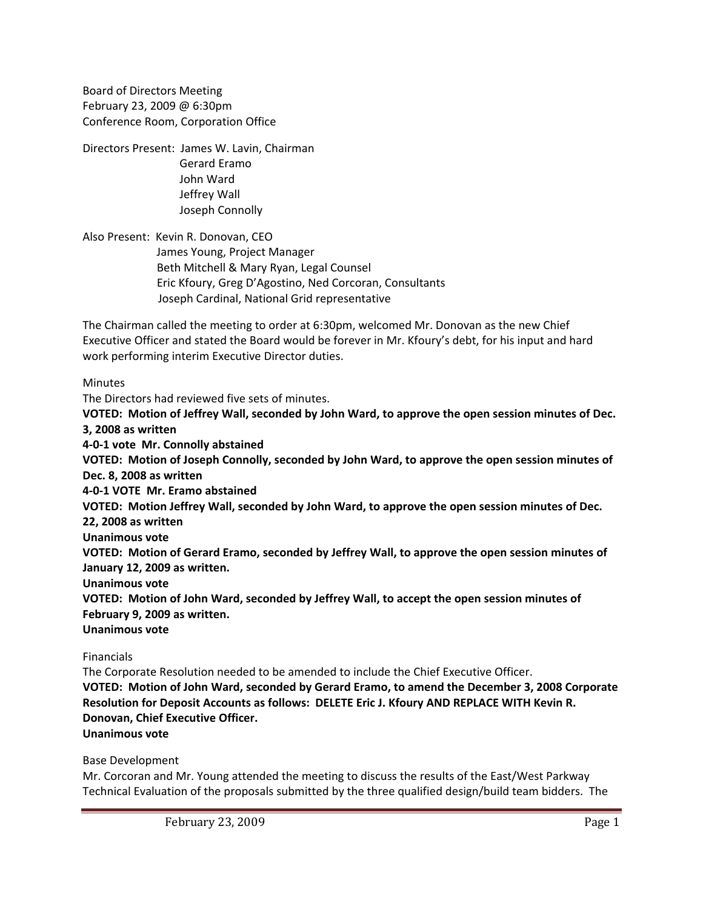Board of Directors Meeting
February 23, 2009 @ 6:30pm
Conference Room, Corporation Office

Directors Present: James W. Lavin, Chairman
Gerard Eramo
John Ward
Jeffrey Wall
Joseph Connolly

Also Present: Kevin R. Donovan, CEO
James Young, Project Manager
Beth Mitchell & Mary Ryan, Legal Counsel
Eric Kfoury, Greg D'Agostino, Ned Corcoran, Consultants
Joseph Cardinal, National Grid representative

The Chairman called the meeting to order at 6:30pm, welcomed Mr. Donovan as the new Chief Executive Officer and stated the Board would be forever in Mr. Kfoury's debt, for his input and hard work performing interim Executive Director duties.

Minutes

The Directors had reviewed five sets of minutes.

**VOTED: Motion of Jeffrey Wall, seconded by John Ward, to approve the open session minutes of Dec. 3, 2008 as written**
**4-0-1 vote Mr. Connolly abstained**
**VOTED: Motion of Joseph Connolly, seconded by John Ward, to approve the open session minutes of Dec. 8, 2008 as written**
**4-0-1 VOTE Mr. Eramo abstained**
**VOTED: Motion Jeffrey Wall, seconded by John Ward, to approve the open session minutes of Dec. 22, 2008 as written**
**Unanimous vote**
**VOTED: Motion of Gerard Eramo, seconded by Jeffrey Wall, to approve the open session minutes of January 12, 2009 as written.**
**Unanimous vote**
**VOTED: Motion of John Ward, seconded by Jeffrey Wall, to accept the open session minutes of February 9, 2009 as written.**
**Unanimous vote**

Financials

The Corporate Resolution needed to be amended to include the Chief Executive Officer.

**VOTED: Motion of John Ward, seconded by Gerard Eramo, to amend the December 3, 2008 Corporate Resolution for Deposit Accounts as follows: DELETE Eric J. Kfoury AND REPLACE WITH Kevin R. Donovan, Chief Executive Officer.**
**Unanimous vote**

Base Development

Mr. Corcoran and Mr. Young attended the meeting to discuss the results of the East/West Parkway Technical Evaluation of the proposals submitted by the three qualified design/build team bidders. The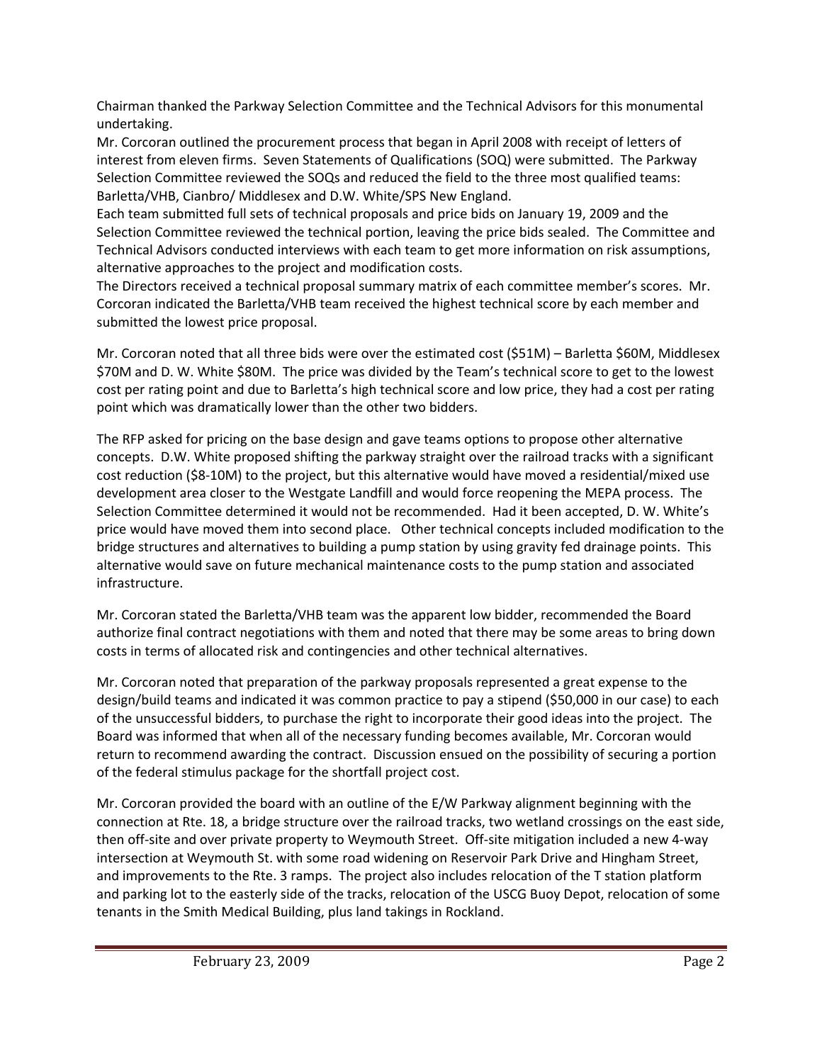Chairman thanked the Parkway Selection Committee and the Technical Advisors for this monumental undertaking.

Mr. Corcoran outlined the procurement process that began in April 2008 with receipt of letters of interest from eleven firms. Seven Statements of Qualifications (SOQ) were submitted. The Parkway Selection Committee reviewed the SOQs and reduced the field to the three most qualified teams: Barletta/VHB, Cianbro/ Middlesex and D.W. White/SPS New England.

Each team submitted full sets of technical proposals and price bids on January 19, 2009 and the Selection Committee reviewed the technical portion, leaving the price bids sealed. The Committee and Technical Advisors conducted interviews with each team to get more information on risk assumptions, alternative approaches to the project and modification costs.

The Directors received a technical proposal summary matrix of each committee member's scores. Mr. Corcoran indicated the Barletta/VHB team received the highest technical score by each member and submitted the lowest price proposal.

Mr. Corcoran noted that all three bids were over the estimated cost ($51M) – Barletta $60M, Middlesex $70M and D. W. White $80M. The price was divided by the Team's technical score to get to the lowest cost per rating point and due to Barletta's high technical score and low price, they had a cost per rating point which was dramatically lower than the other two bidders.

The RFP asked for pricing on the base design and gave teams options to propose other alternative concepts. D.W. White proposed shifting the parkway straight over the railroad tracks with a significant cost reduction ($8-10M) to the project, but this alternative would have moved a residential/mixed use development area closer to the Westgate Landfill and would force reopening the MEPA process. The Selection Committee determined it would not be recommended. Had it been accepted, D. W. White's price would have moved them into second place. Other technical concepts included modification to the bridge structures and alternatives to building a pump station by using gravity fed drainage points. This alternative would save on future mechanical maintenance costs to the pump station and associated infrastructure.

Mr. Corcoran stated the Barletta/VHB team was the apparent low bidder, recommended the Board authorize final contract negotiations with them and noted that there may be some areas to bring down costs in terms of allocated risk and contingencies and other technical alternatives.

Mr. Corcoran noted that preparation of the parkway proposals represented a great expense to the design/build teams and indicated it was common practice to pay a stipend ($50,000 in our case) to each of the unsuccessful bidders, to purchase the right to incorporate their good ideas into the project. The Board was informed that when all of the necessary funding becomes available, Mr. Corcoran would return to recommend awarding the contract. Discussion ensued on the possibility of securing a portion of the federal stimulus package for the shortfall project cost.

Mr. Corcoran provided the board with an outline of the E/W Parkway alignment beginning with the connection at Rte. 18, a bridge structure over the railroad tracks, two wetland crossings on the east side, then off-site and over private property to Weymouth Street. Off-site mitigation included a new 4-way intersection at Weymouth St. with some road widening on Reservoir Park Drive and Hingham Street, and improvements to the Rte. 3 ramps. The project also includes relocation of the T station platform and parking lot to the easterly side of the tracks, relocation of the USCG Buoy Depot, relocation of some tenants in the Smith Medical Building, plus land takings in Rockland.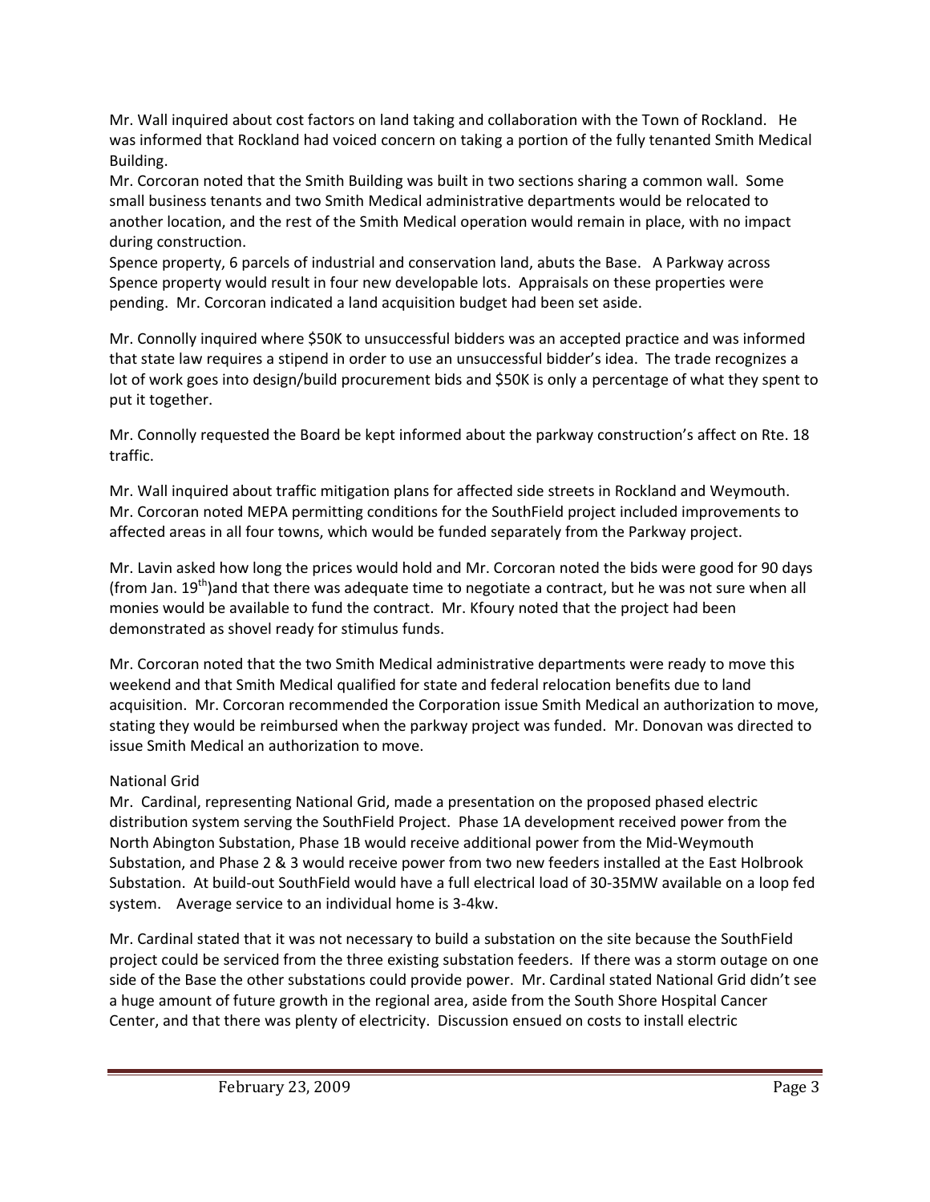Mr. Wall inquired about cost factors on land taking and collaboration with the Town of Rockland. He was informed that Rockland had voiced concern on taking a portion of the fully tenanted Smith Medical Building.

Mr. Corcoran noted that the Smith Building was built in two sections sharing a common wall. Some small business tenants and two Smith Medical administrative departments would be relocated to another location, and the rest of the Smith Medical operation would remain in place, with no impact during construction.

Spence property, 6 parcels of industrial and conservation land, abuts the Base. A Parkway across Spence property would result in four new developable lots. Appraisals on these properties were pending. Mr. Corcoran indicated a land acquisition budget had been set aside.

Mr. Connolly inquired where $50K to unsuccessful bidders was an accepted practice and was informed that state law requires a stipend in order to use an unsuccessful bidder's idea. The trade recognizes a lot of work goes into design/build procurement bids and $50K is only a percentage of what they spent to put it together.

Mr. Connolly requested the Board be kept informed about the parkway construction's affect on Rte. 18 traffic.

Mr. Wall inquired about traffic mitigation plans for affected side streets in Rockland and Weymouth. Mr. Corcoran noted MEPA permitting conditions for the SouthField project included improvements to affected areas in all four towns, which would be funded separately from the Parkway project.

Mr. Lavin asked how long the prices would hold and Mr. Corcoran noted the bids were good for 90 days (from Jan. 19th)and that there was adequate time to negotiate a contract, but he was not sure when all monies would be available to fund the contract. Mr. Kfoury noted that the project had been demonstrated as shovel ready for stimulus funds.

Mr. Corcoran noted that the two Smith Medical administrative departments were ready to move this weekend and that Smith Medical qualified for state and federal relocation benefits due to land acquisition. Mr. Corcoran recommended the Corporation issue Smith Medical an authorization to move, stating they would be reimbursed when the parkway project was funded. Mr. Donovan was directed to issue Smith Medical an authorization to move.

National Grid

Mr. Cardinal, representing National Grid, made a presentation on the proposed phased electric distribution system serving the SouthField Project. Phase 1A development received power from the North Abington Substation, Phase 1B would receive additional power from the Mid-Weymouth Substation, and Phase 2 & 3 would receive power from two new feeders installed at the East Holbrook Substation. At build-out SouthField would have a full electrical load of 30-35MW available on a loop fed system. Average service to an individual home is 3-4kw.

Mr. Cardinal stated that it was not necessary to build a substation on the site because the SouthField project could be serviced from the three existing substation feeders. If there was a storm outage on one side of the Base the other substations could provide power. Mr. Cardinal stated National Grid didn't see a huge amount of future growth in the regional area, aside from the South Shore Hospital Cancer Center, and that there was plenty of electricity. Discussion ensued on costs to install electric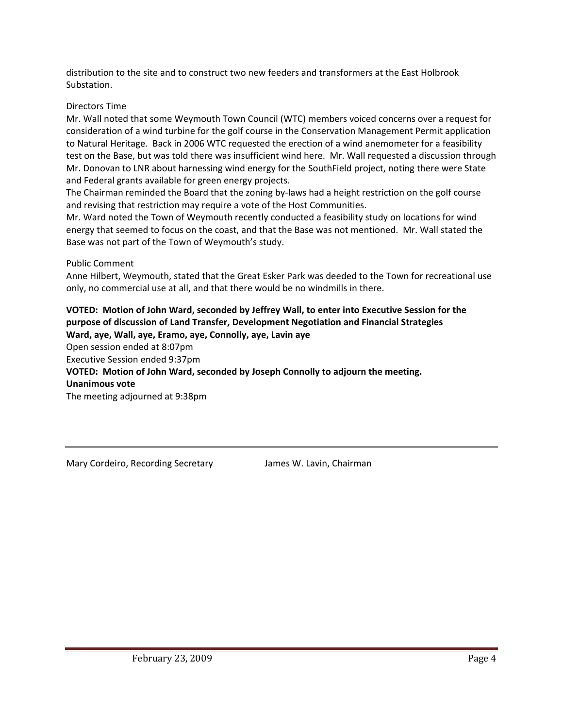distribution to the site and to construct two new feeders and transformers at the East Holbrook Substation.

Directors Time

Mr. Wall noted that some Weymouth Town Council (WTC) members voiced concerns over a request for consideration of a wind turbine for the golf course in the Conservation Management Permit application to Natural Heritage. Back in 2006 WTC requested the erection of a wind anemometer for a feasibility test on the Base, but was told there was insufficient wind here. Mr. Wall requested a discussion through Mr. Donovan to LNR about harnessing wind energy for the SouthField project, noting there were State and Federal grants available for green energy projects.

The Chairman reminded the Board that the zoning by-laws had a height restriction on the golf course and revising that restriction may require a vote of the Host Communities.

Mr. Ward noted the Town of Weymouth recently conducted a feasibility study on locations for wind energy that seemed to focus on the coast, and that the Base was not mentioned. Mr. Wall stated the Base was not part of the Town of Weymouth's study.

Public Comment

Anne Hilbert, Weymouth, stated that the Great Esker Park was deeded to the Town for recreational use only, no commercial use at all, and that there would be no windmills in there.

**VOTED: Motion of John Ward, seconded by Jeffrey Wall, to enter into Executive Session for the purpose of discussion of Land Transfer, Development Negotiation and Financial Strategies**
**Ward, aye, Wall, aye, Eramo, aye, Connolly, aye, Lavin aye**

Open session ended at 8:07pm

Executive Session ended 9:37pm

**VOTED: Motion of John Ward, seconded by Joseph Connolly to adjourn the meeting.**
**Unanimous vote**

The meeting adjourned at 9:38pm

---

Mary Cordeiro, Recording Secretary James W. Lavin, Chairman